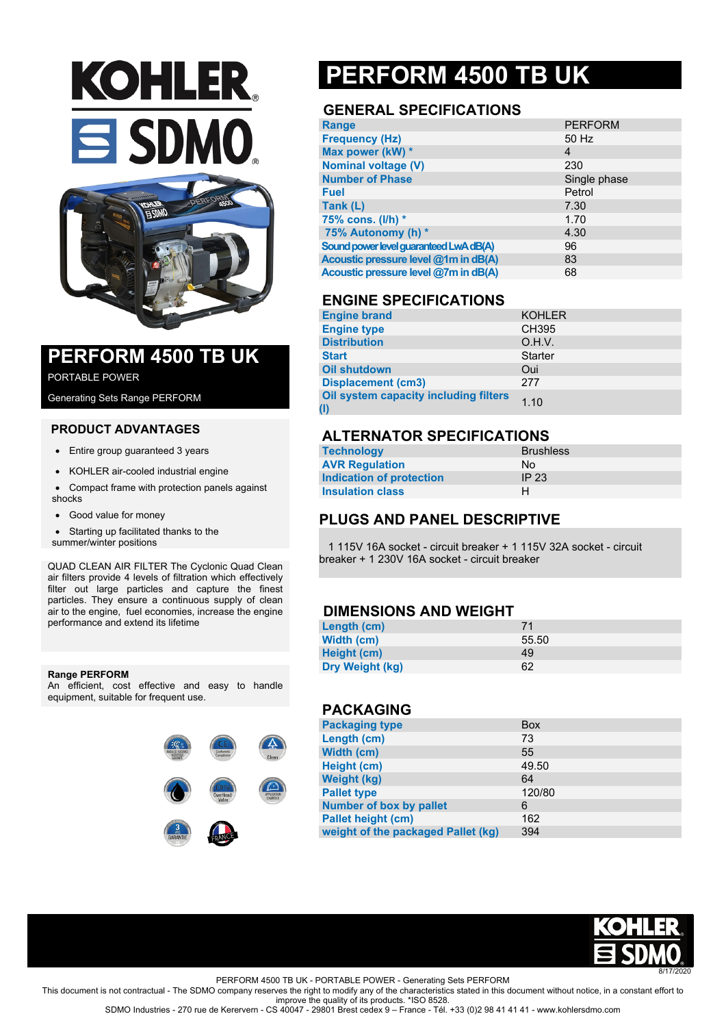# PERFORM 4500 TB UK

## PERFORM 4500 TB UK

PORTABLE POWER

Generating Sets Range PERFORM

### PRODUCT ADVANTAGES

- Entire group guaranteed 3 years
- KOHLER air-cooled industrial engine
- Compact frame with protection panels against shocks
- Good value for money
- Starting up facilitated thanks to the summer/winter positions

QUAD CLEAN AIR FILTER The Cyclonic Quad Clean air filters provide 4 levels of filtration which effectively filter out large particles and capture the finest particles. They ensure a continuous supply of clean air to the engine, fuel economies, increase the engine performance and extend its lifetime

**Range PERFORM**
An efficient, cost effective and easy to handle equipment, suitable for frequent use.

## GENERAL SPECIFICATIONS

| | |
|---|---|
| Range | PERFORM |
| Frequency (Hz) | 50 Hz |
| Max power (kW) * | 4 |
| Nominal voltage (V) | 230 |
| Number of Phase | Single phase |
| Fuel | Petrol |
| Tank (L) | 7.30 |
| 75% cons. (l/h) * | 1.70 |
| 75% Autonomy (h) * | 4.30 |
| Sound power level guaranteed LwA dB(A) | 96 |
| Acoustic pressure level @1m in dB(A) | 83 |
| Acoustic pressure level @7m in dB(A) | 68 |

## ENGINE SPECIFICATIONS

| | |
|---|---|
| Engine brand | KOHLER |
| Engine type | CH395 |
| Distribution | O.H.V. |
| Start | Starter |
| Oil shutdown | Oui |
| Displacement (cm3) | 277 |
| Oil system capacity including filters (l) | 1.10 |

## ALTERNATOR SPECIFICATIONS

| | |
|---|---|
| Technology | Brushless |
| AVR Regulation | No |
| Indication of protection | IP 23 |
| Insulation class | H |

## PLUGS AND PANEL DESCRIPTIVE

1 115V 16A socket - circuit breaker + 1 115V 32A socket - circuit breaker + 1 230V 16A socket - circuit breaker

## DIMENSIONS AND WEIGHT

| | |
|---|---|
| Length (cm) | 71 |
| Width (cm) | 55.50 |
| Height (cm) | 49 |
| Dry Weight (kg) | 62 |

## PACKAGING

| | |
|---|---|
| Packaging type | Box |
| Length (cm) | 73 |
| Width (cm) | 55 |
| Height (cm) | 49.50 |
| Weight (kg) | 64 |
| Pallet type | 120/80 |
| Number of box by pallet | 6 |
| Pallet height (cm) | 162 |
| weight of the packaged Pallet (kg) | 394 |

8/17/2020

PERFORM 4500 TB UK - PORTABLE POWER - Generating Sets PERFORM

This document is not contractual - The SDMO company reserves the right to modify any of the characteristics stated in this document without notice, in a constant effort to improve the quality of its products. *ISO 8528.

SDMO Industries - 270 rue de Kerervern - CS 40047 - 29801 Brest cedex 9 – France - Tél. +33 (0)2 98 41 41 41 - www.kohlersdmo.com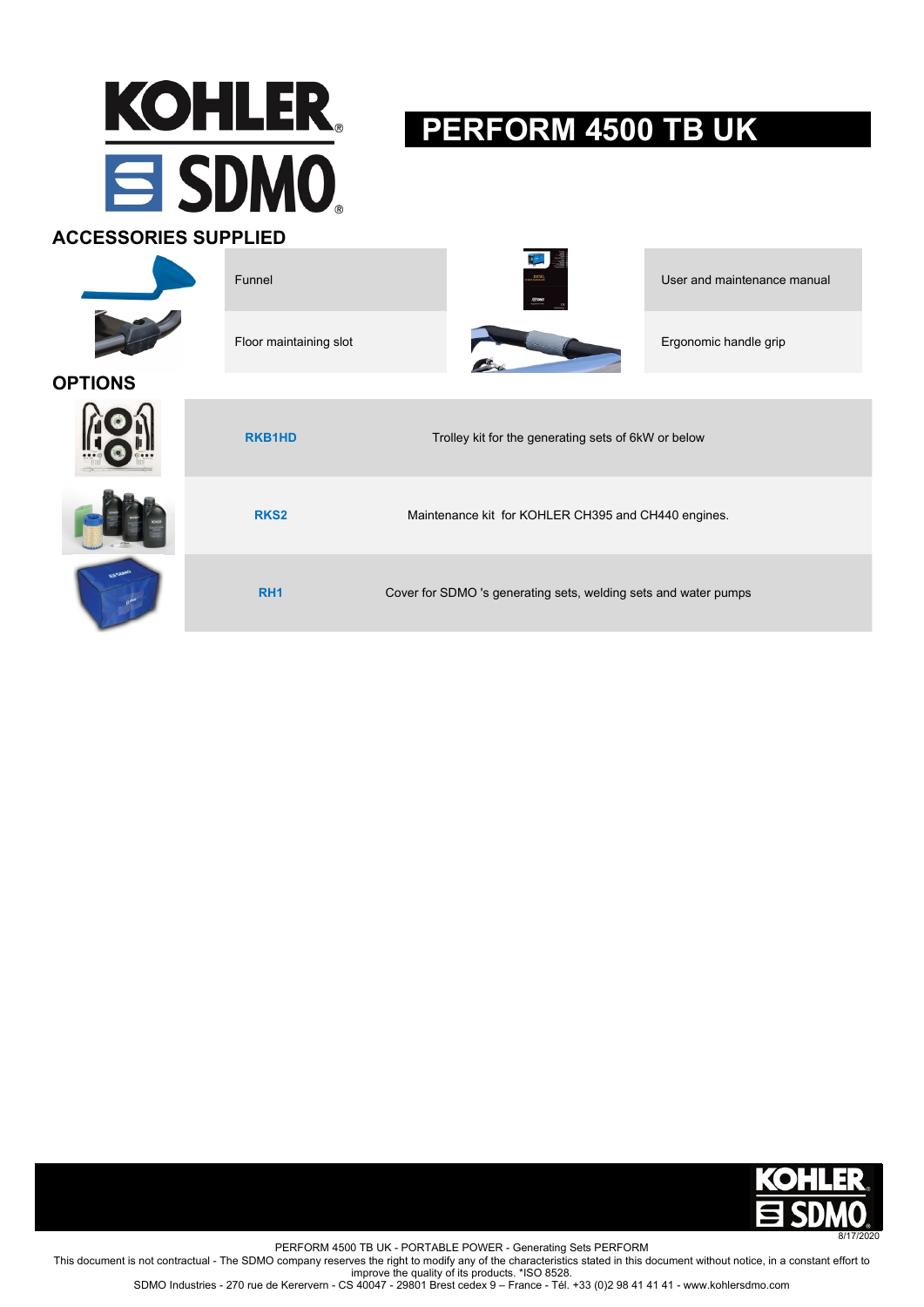# PERFORM 4500 TB UK

## ACCESSORIES SUPPLIED

| | |
|---|---|
| Funnel | User and maintenance manual |
| Floor maintaining slot | Ergonomic handle grip |

## OPTIONS

| | |
|---|---|
| RKB1HD | Trolley kit for the generating sets of 6kW or below |
| RKS2 | Maintenance kit for KOHLER CH395 and CH440 engines. |
| RH1 | Cover for SDMO 's generating sets, welding sets and water pumps |

8/17/2020

PERFORM 4500 TB UK - PORTABLE POWER - Generating Sets PERFORM

This document is not contractual - The SDMO company reserves the right to modify any of the characteristics stated in this document without notice, in a constant effort to improve the quality of its products. *ISO 8528.

SDMO Industries - 270 rue de Kerervern - CS 40047 - 29801 Brest cedex 9 – France - Tél. +33 (0)2 98 41 41 41 - www.kohlersdmo.com